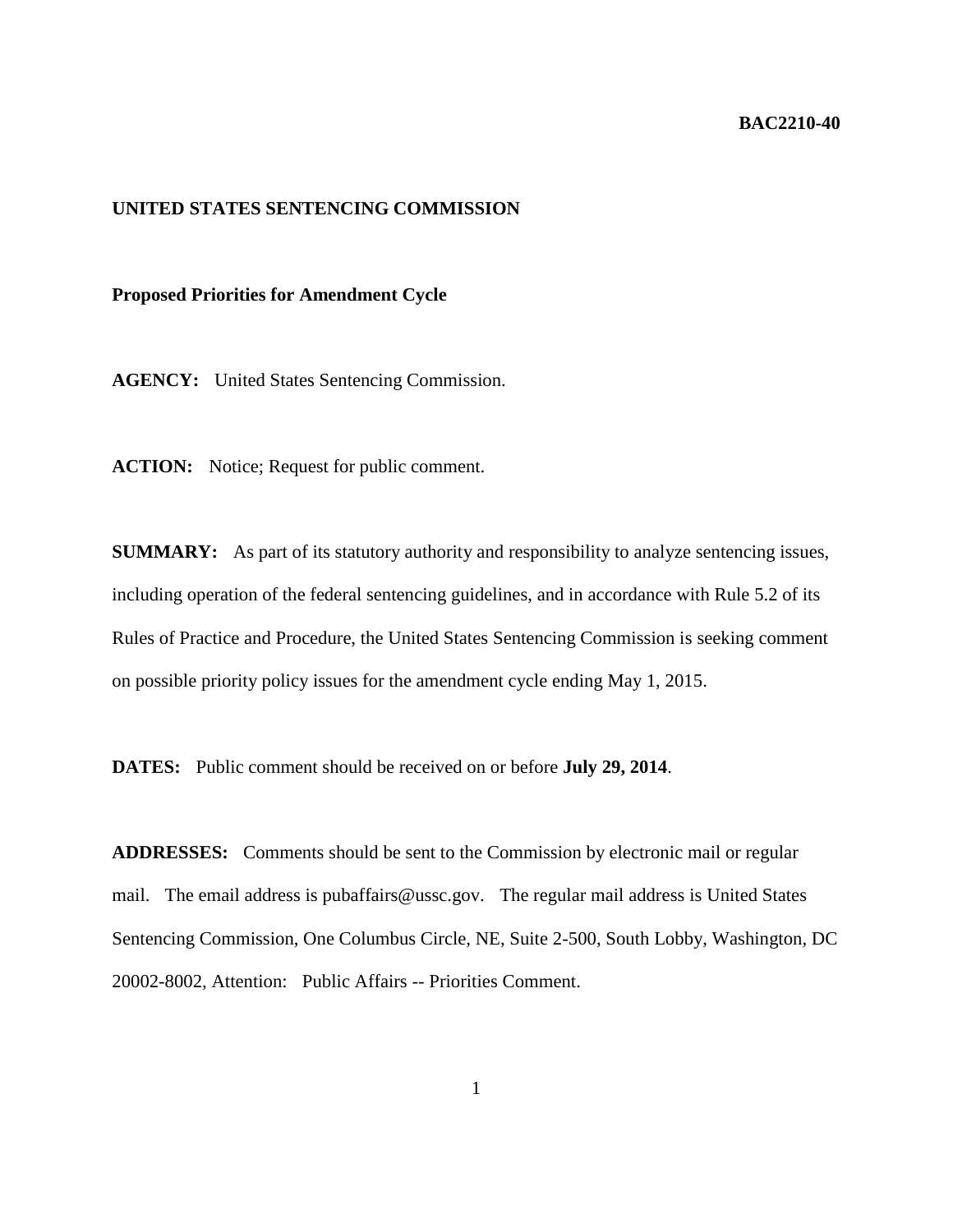**BAC2210-40**

**UNITED STATES SENTENCING COMMISSION**

**Proposed Priorities for Amendment Cycle**

**AGENCY:** United States Sentencing Commission.

**ACTION:** Notice; Request for public comment.

**SUMMARY:** As part of its statutory authority and responsibility to analyze sentencing issues, including operation of the federal sentencing guidelines, and in accordance with Rule 5.2 of its Rules of Practice and Procedure, the United States Sentencing Commission is seeking comment on possible priority policy issues for the amendment cycle ending May 1, 2015.

**DATES:** Public comment should be received on or before **July 29, 2014**.

**ADDRESSES:** Comments should be sent to the Commission by electronic mail or regular mail. The email address is pubaffairs@ussc.gov. The regular mail address is United States Sentencing Commission, One Columbus Circle, NE, Suite 2-500, South Lobby, Washington, DC 20002-8002, Attention: Public Affairs -- Priorities Comment.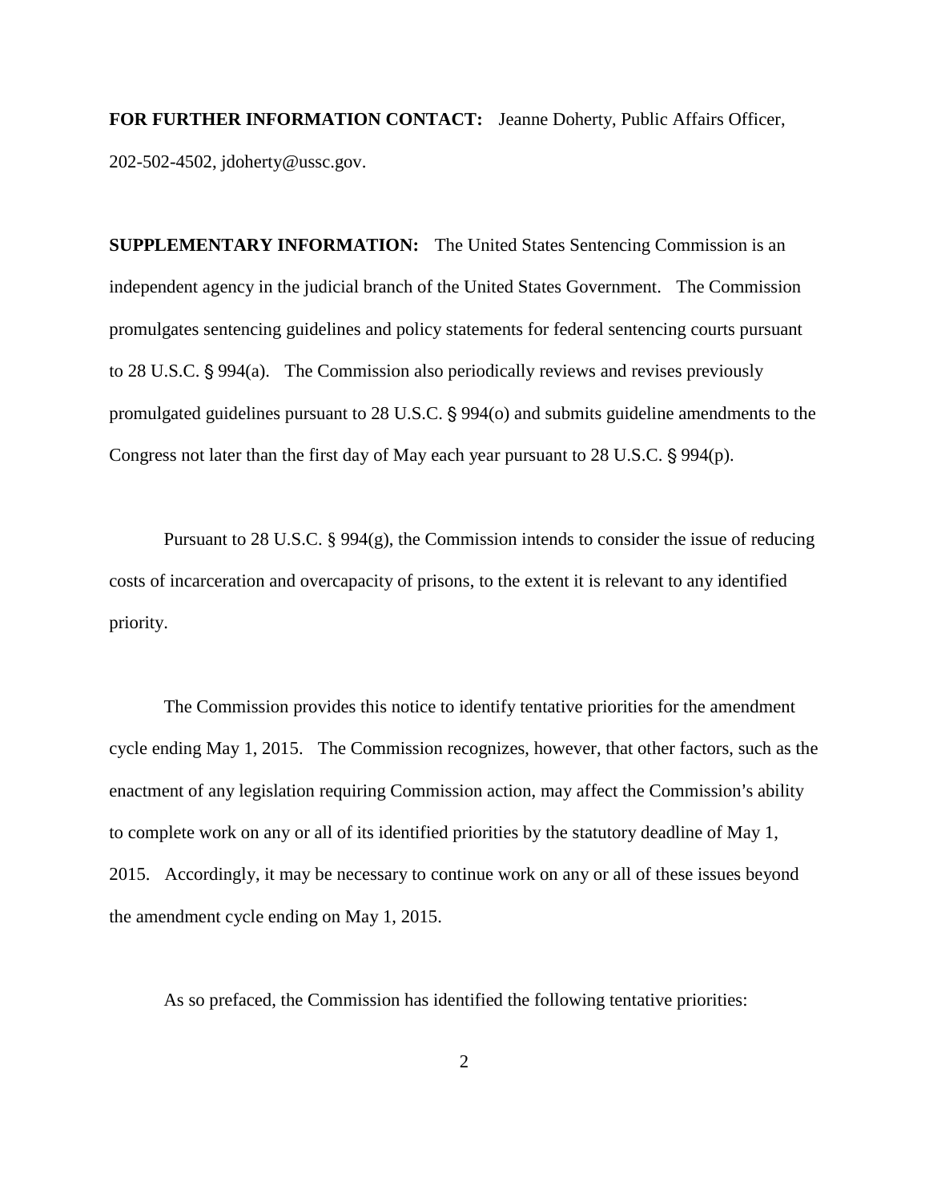**FOR FURTHER INFORMATION CONTACT:** Jeanne Doherty, Public Affairs Officer, 202-502-4502, jdoherty@ussc.gov.

**SUPPLEMENTARY INFORMATION:** The United States Sentencing Commission is an independent agency in the judicial branch of the United States Government. The Commission promulgates sentencing guidelines and policy statements for federal sentencing courts pursuant to 28 U.S.C. § 994(a). The Commission also periodically reviews and revises previously promulgated guidelines pursuant to 28 U.S.C. § 994(o) and submits guideline amendments to the Congress not later than the first day of May each year pursuant to 28 U.S.C. § 994(p).

Pursuant to 28 U.S.C. § 994(g), the Commission intends to consider the issue of reducing costs of incarceration and overcapacity of prisons, to the extent it is relevant to any identified priority.

The Commission provides this notice to identify tentative priorities for the amendment cycle ending May 1, 2015. The Commission recognizes, however, that other factors, such as the enactment of any legislation requiring Commission action, may affect the Commission's ability to complete work on any or all of its identified priorities by the statutory deadline of May 1, 2015. Accordingly, it may be necessary to continue work on any or all of these issues beyond the amendment cycle ending on May 1, 2015.

As so prefaced, the Commission has identified the following tentative priorities: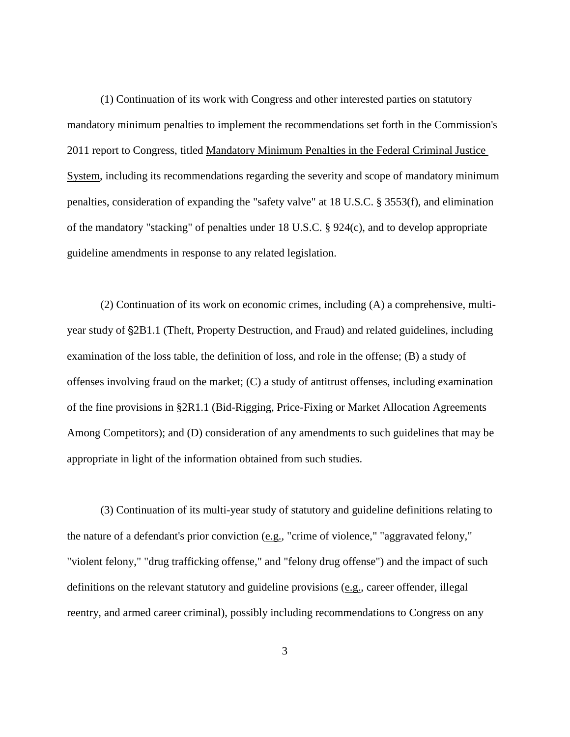(1) Continuation of its work with Congress and other interested parties on statutory mandatory minimum penalties to implement the recommendations set forth in the Commission's 2011 report to Congress, titled Mandatory Minimum Penalties in the Federal Criminal Justice System, including its recommendations regarding the severity and scope of mandatory minimum penalties, consideration of expanding the "safety valve" at 18 U.S.C. § 3553(f), and elimination of the mandatory "stacking" of penalties under 18 U.S.C. § 924(c), and to develop appropriate guideline amendments in response to any related legislation.

(2) Continuation of its work on economic crimes, including (A) a comprehensive, multi-year study of §2B1.1 (Theft, Property Destruction, and Fraud) and related guidelines, including examination of the loss table, the definition of loss, and role in the offense; (B) a study of offenses involving fraud on the market; (C) a study of antitrust offenses, including examination of the fine provisions in §2R1.1 (Bid-Rigging, Price-Fixing or Market Allocation Agreements Among Competitors); and (D) consideration of any amendments to such guidelines that may be appropriate in light of the information obtained from such studies.

(3) Continuation of its multi-year study of statutory and guideline definitions relating to the nature of a defendant's prior conviction (e.g., "crime of violence," "aggravated felony," "violent felony," "drug trafficking offense," and "felony drug offense") and the impact of such definitions on the relevant statutory and guideline provisions (e.g., career offender, illegal reentry, and armed career criminal), possibly including recommendations to Congress on any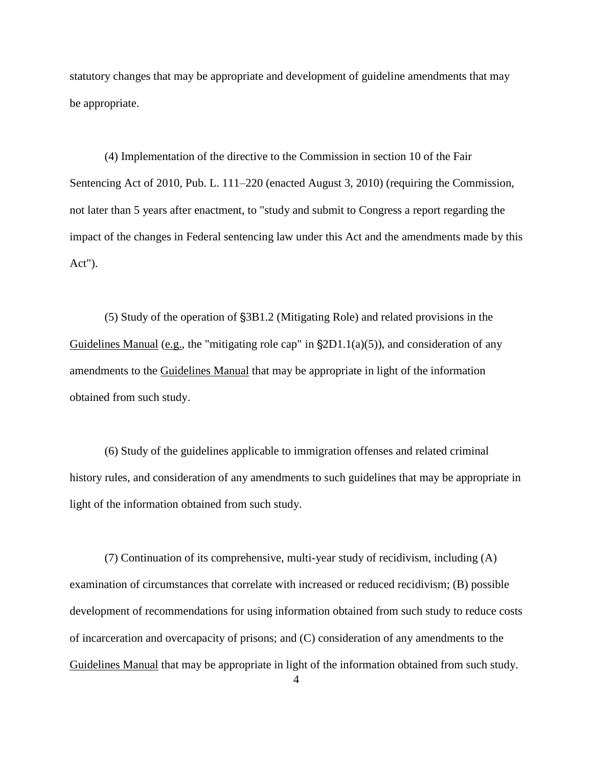statutory changes that may be appropriate and development of guideline amendments that may be appropriate.

(4) Implementation of the directive to the Commission in section 10 of the Fair Sentencing Act of 2010, Pub. L. 111–220 (enacted August 3, 2010) (requiring the Commission, not later than 5 years after enactment, to "study and submit to Congress a report regarding the impact of the changes in Federal sentencing law under this Act and the amendments made by this Act").

(5) Study of the operation of §3B1.2 (Mitigating Role) and related provisions in the Guidelines Manual (e.g., the "mitigating role cap" in §2D1.1(a)(5)), and consideration of any amendments to the Guidelines Manual that may be appropriate in light of the information obtained from such study.

(6) Study of the guidelines applicable to immigration offenses and related criminal history rules, and consideration of any amendments to such guidelines that may be appropriate in light of the information obtained from such study.

(7) Continuation of its comprehensive, multi-year study of recidivism, including (A) examination of circumstances that correlate with increased or reduced recidivism; (B) possible development of recommendations for using information obtained from such study to reduce costs of incarceration and overcapacity of prisons; and (C) consideration of any amendments to the Guidelines Manual that may be appropriate in light of the information obtained from such study.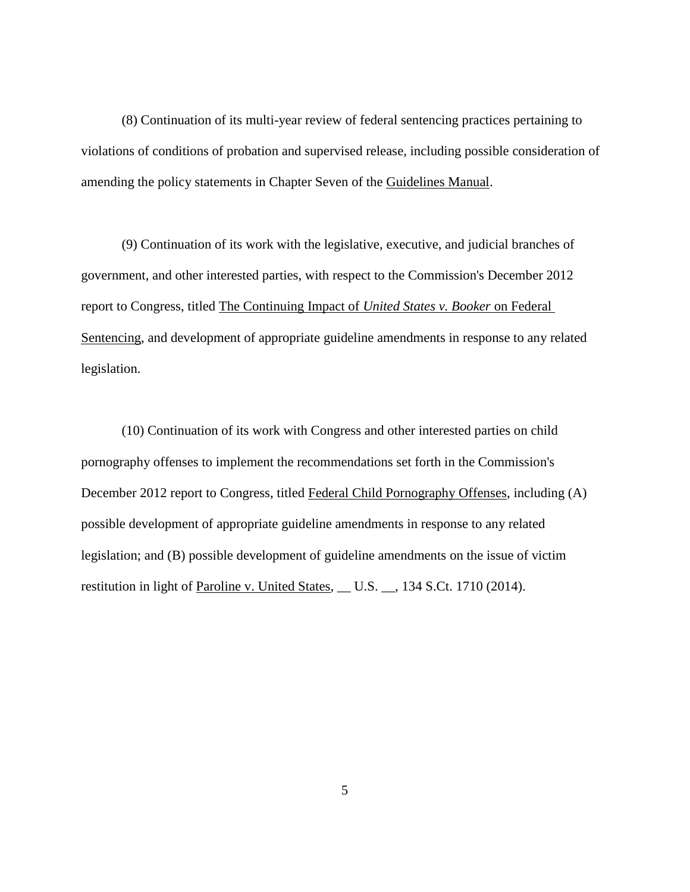(8) Continuation of its multi-year review of federal sentencing practices pertaining to violations of conditions of probation and supervised release, including possible consideration of amending the policy statements in Chapter Seven of the Guidelines Manual.

(9) Continuation of its work with the legislative, executive, and judicial branches of government, and other interested parties, with respect to the Commission's December 2012 report to Congress, titled The Continuing Impact of *United States v. Booker* on Federal Sentencing, and development of appropriate guideline amendments in response to any related legislation.

(10) Continuation of its work with Congress and other interested parties on child pornography offenses to implement the recommendations set forth in the Commission's December 2012 report to Congress, titled Federal Child Pornography Offenses, including (A) possible development of appropriate guideline amendments in response to any related legislation; and (B) possible development of guideline amendments on the issue of victim restitution in light of Paroline v. United States, __ U.S. __, 134 S.Ct. 1710 (2014).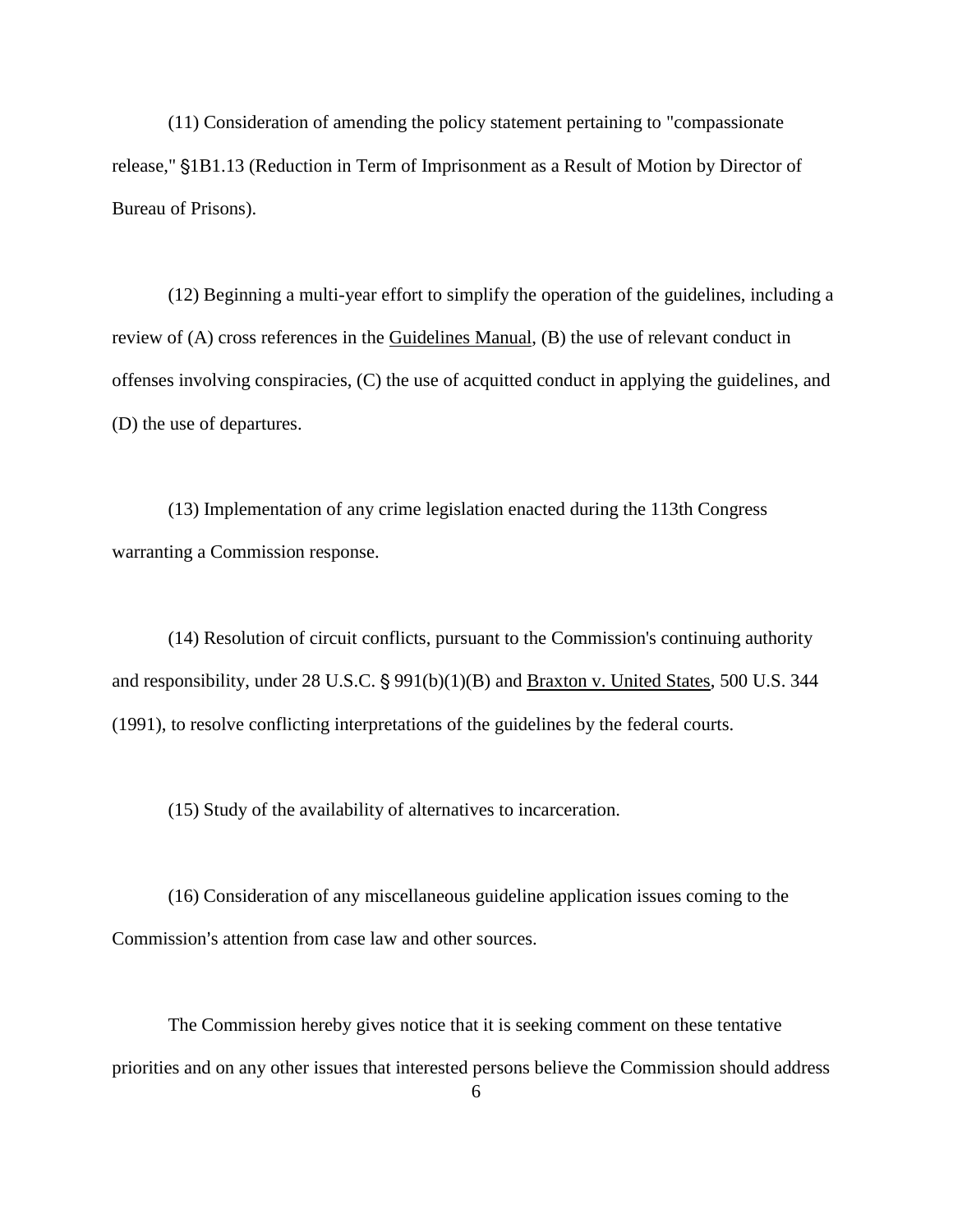(11) Consideration of amending the policy statement pertaining to "compassionate release," §1B1.13 (Reduction in Term of Imprisonment as a Result of Motion by Director of Bureau of Prisons).

(12) Beginning a multi-year effort to simplify the operation of the guidelines, including a review of (A) cross references in the Guidelines Manual, (B) the use of relevant conduct in offenses involving conspiracies, (C) the use of acquitted conduct in applying the guidelines, and (D) the use of departures.

(13) Implementation of any crime legislation enacted during the 113th Congress warranting a Commission response.

(14) Resolution of circuit conflicts, pursuant to the Commission's continuing authority and responsibility, under 28 U.S.C. § 991(b)(1)(B) and Braxton v. United States, 500 U.S. 344 (1991), to resolve conflicting interpretations of the guidelines by the federal courts.

(15) Study of the availability of alternatives to incarceration.

(16) Consideration of any miscellaneous guideline application issues coming to the Commission's attention from case law and other sources.

The Commission hereby gives notice that it is seeking comment on these tentative priorities and on any other issues that interested persons believe the Commission should address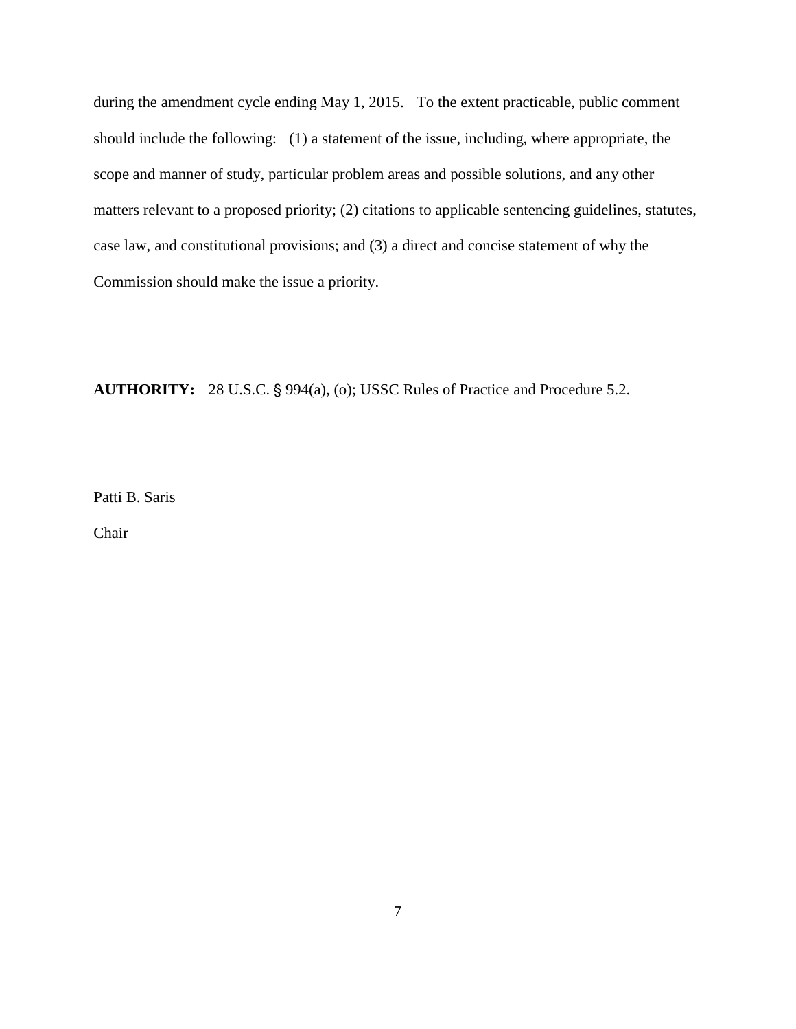during the amendment cycle ending May 1, 2015. To the extent practicable, public comment should include the following: (1) a statement of the issue, including, where appropriate, the scope and manner of study, particular problem areas and possible solutions, and any other matters relevant to a proposed priority; (2) citations to applicable sentencing guidelines, statutes, case law, and constitutional provisions; and (3) a direct and concise statement of why the Commission should make the issue a priority.

**AUTHORITY:** 28 U.S.C. § 994(a), (o); USSC Rules of Practice and Procedure 5.2.

Patti B. Saris

Chair